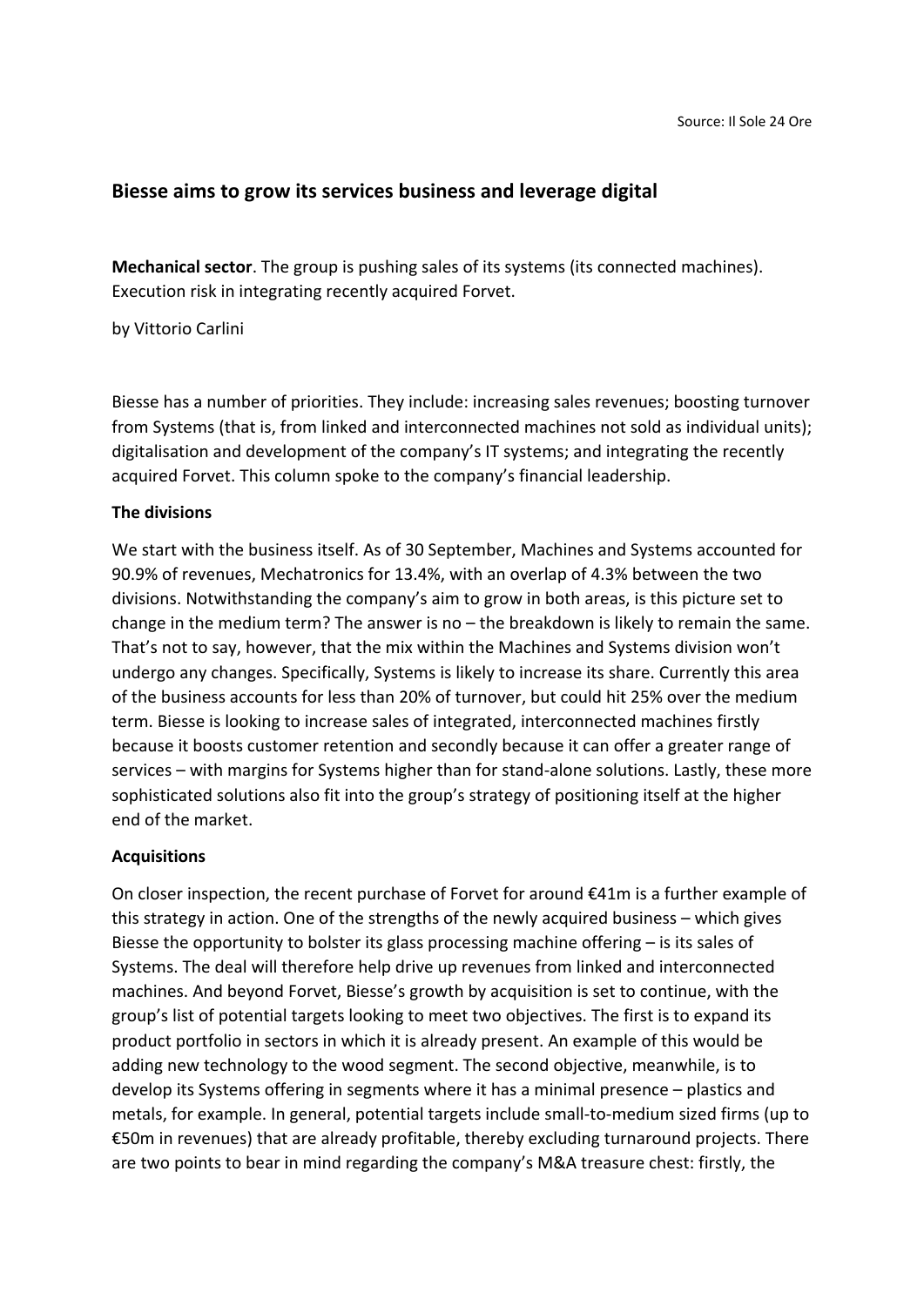Source: Il Sole 24 Ore

## Biesse aims to grow its services business and leverage digital

**Mechanical sector**. The group is pushing sales of its systems (its connected machines). Execution risk in integrating recently acquired Forvet.

by Vittorio Carlini

Biesse has a number of priorities. They include: increasing sales revenues; boosting turnover from Systems (that is, from linked and interconnected machines not sold as individual units); digitalisation and development of the company's IT systems; and integrating the recently acquired Forvet. This column spoke to the company's financial leadership.

**The divisions**

We start with the business itself. As of 30 September, Machines and Systems accounted for 90.9% of revenues, Mechatronics for 13.4%, with an overlap of 4.3% between the two divisions. Notwithstanding the company's aim to grow in both areas, is this picture set to change in the medium term? The answer is no – the breakdown is likely to remain the same. That's not to say, however, that the mix within the Machines and Systems division won't undergo any changes. Specifically, Systems is likely to increase its share. Currently this area of the business accounts for less than 20% of turnover, but could hit 25% over the medium term. Biesse is looking to increase sales of integrated, interconnected machines firstly because it boosts customer retention and secondly because it can offer a greater range of services – with margins for Systems higher than for stand-alone solutions. Lastly, these more sophisticated solutions also fit into the group's strategy of positioning itself at the higher end of the market.

**Acquisitions**

On closer inspection, the recent purchase of Forvet for around €41m is a further example of this strategy in action. One of the strengths of the newly acquired business – which gives Biesse the opportunity to bolster its glass processing machine offering – is its sales of Systems. The deal will therefore help drive up revenues from linked and interconnected machines. And beyond Forvet, Biesse's growth by acquisition is set to continue, with the group's list of potential targets looking to meet two objectives. The first is to expand its product portfolio in sectors in which it is already present. An example of this would be adding new technology to the wood segment. The second objective, meanwhile, is to develop its Systems offering in segments where it has a minimal presence – plastics and metals, for example. In general, potential targets include small-to-medium sized firms (up to €50m in revenues) that are already profitable, thereby excluding turnaround projects. There are two points to bear in mind regarding the company's M&A treasure chest: firstly, the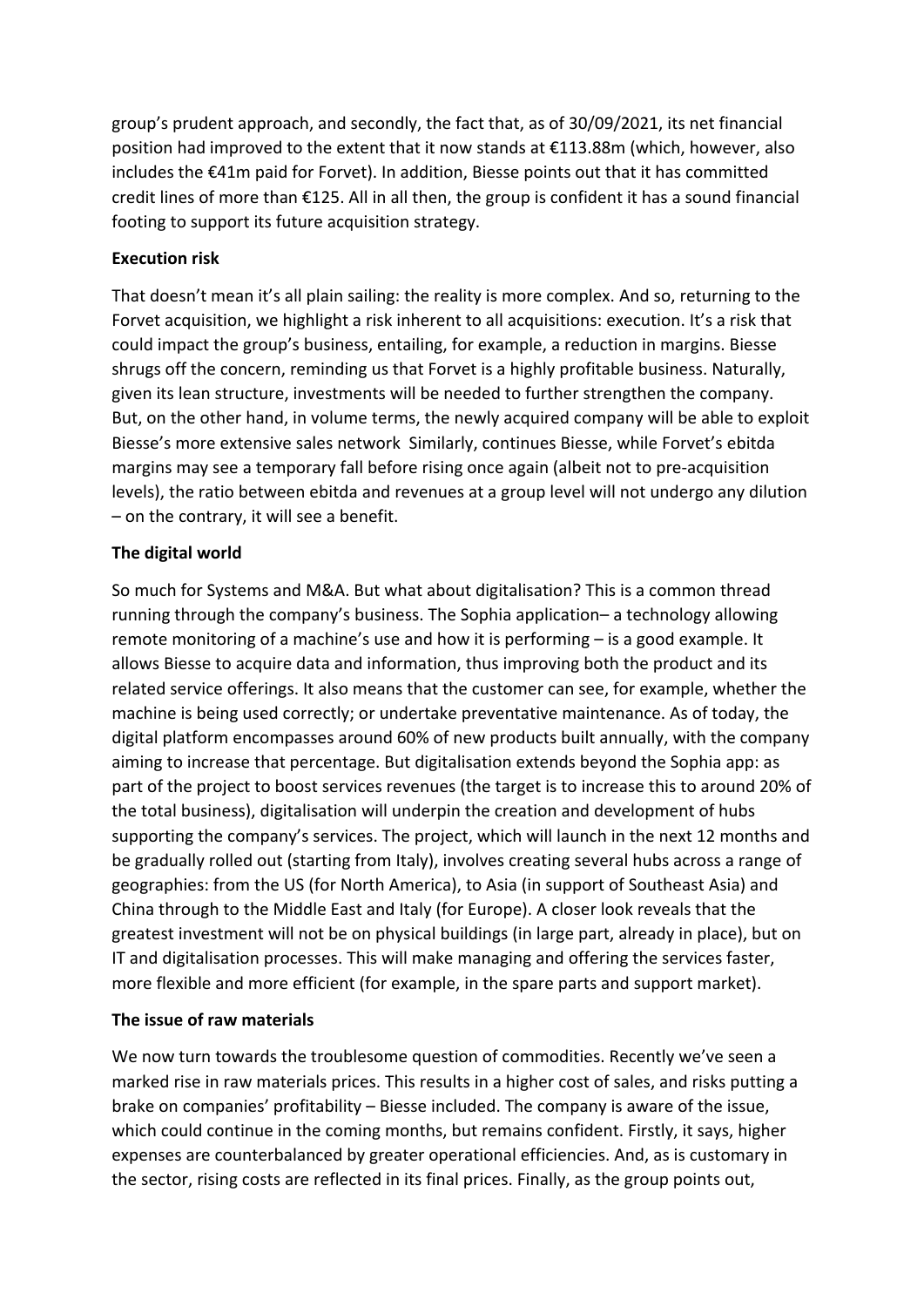group's prudent approach, and secondly, the fact that, as of 30/09/2021, its net financial position had improved to the extent that it now stands at €113.88m (which, however, also includes the €41m paid for Forvet). In addition, Biesse points out that it has committed credit lines of more than €125. All in all then, the group is confident it has a sound financial footing to support its future acquisition strategy.

**Execution risk**

That doesn't mean it's all plain sailing: the reality is more complex. And so, returning to the Forvet acquisition, we highlight a risk inherent to all acquisitions: execution. It's a risk that could impact the group's business, entailing, for example, a reduction in margins. Biesse shrugs off the concern, reminding us that Forvet is a highly profitable business. Naturally, given its lean structure, investments will be needed to further strengthen the company. But, on the other hand, in volume terms, the newly acquired company will be able to exploit Biesse's more extensive sales network  Similarly, continues Biesse, while Forvet's ebitda margins may see a temporary fall before rising once again (albeit not to pre-acquisition levels), the ratio between ebitda and revenues at a group level will not undergo any dilution – on the contrary, it will see a benefit.

**The digital world**

So much for Systems and M&A. But what about digitalisation? This is a common thread running through the company's business. The Sophia application– a technology allowing remote monitoring of a machine's use and how it is performing – is a good example. It allows Biesse to acquire data and information, thus improving both the product and its related service offerings. It also means that the customer can see, for example, whether the machine is being used correctly; or undertake preventative maintenance. As of today, the digital platform encompasses around 60% of new products built annually, with the company aiming to increase that percentage. But digitalisation extends beyond the Sophia app: as part of the project to boost services revenues (the target is to increase this to around 20% of the total business), digitalisation will underpin the creation and development of hubs supporting the company's services. The project, which will launch in the next 12 months and be gradually rolled out (starting from Italy), involves creating several hubs across a range of geographies: from the US (for North America), to Asia (in support of Southeast Asia) and China through to the Middle East and Italy (for Europe). A closer look reveals that the greatest investment will not be on physical buildings (in large part, already in place), but on IT and digitalisation processes. This will make managing and offering the services faster, more flexible and more efficient (for example, in the spare parts and support market).

**The issue of raw materials**

We now turn towards the troublesome question of commodities. Recently we've seen a marked rise in raw materials prices. This results in a higher cost of sales, and risks putting a brake on companies' profitability – Biesse included. The company is aware of the issue, which could continue in the coming months, but remains confident. Firstly, it says, higher expenses are counterbalanced by greater operational efficiencies. And, as is customary in the sector, rising costs are reflected in its final prices. Finally, as the group points out,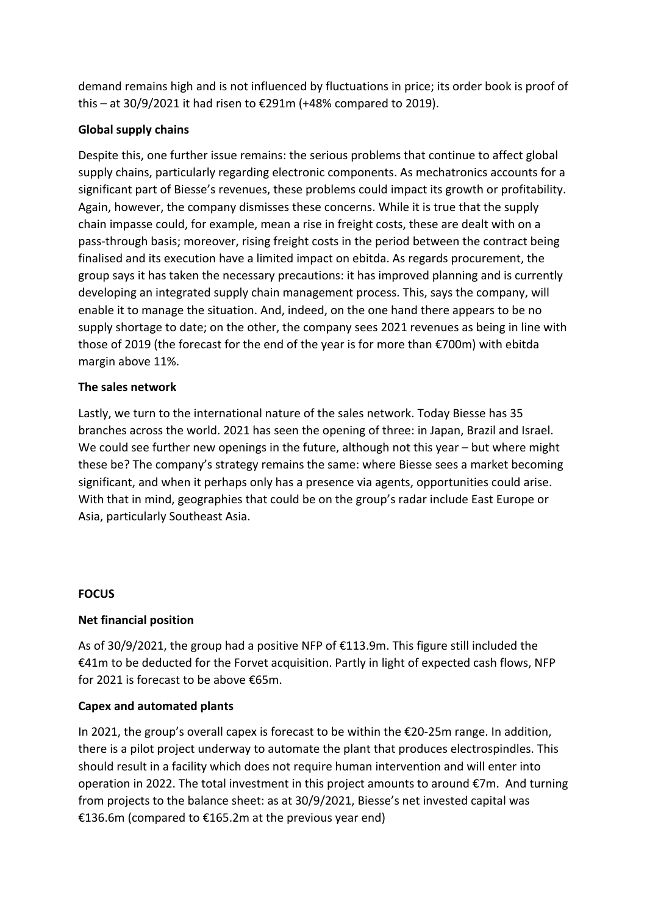demand remains high and is not influenced by fluctuations in price; its order book is proof of this – at 30/9/2021 it had risen to €291m (+48% compared to 2019).

**Global supply chains**

Despite this, one further issue remains: the serious problems that continue to affect global supply chains, particularly regarding electronic components. As mechatronics accounts for a significant part of Biesse's revenues, these problems could impact its growth or profitability. Again, however, the company dismisses these concerns. While it is true that the supply chain impasse could, for example, mean a rise in freight costs, these are dealt with on a pass-through basis; moreover, rising freight costs in the period between the contract being finalised and its execution have a limited impact on ebitda. As regards procurement, the group says it has taken the necessary precautions: it has improved planning and is currently developing an integrated supply chain management process. This, says the company, will enable it to manage the situation. And, indeed, on the one hand there appears to be no supply shortage to date; on the other, the company sees 2021 revenues as being in line with those of 2019 (the forecast for the end of the year is for more than €700m) with ebitda margin above 11%.

**The sales network**

Lastly, we turn to the international nature of the sales network. Today Biesse has 35 branches across the world. 2021 has seen the opening of three: in Japan, Brazil and Israel. We could see further new openings in the future, although not this year – but where might these be? The company's strategy remains the same: where Biesse sees a market becoming significant, and when it perhaps only has a presence via agents, opportunities could arise. With that in mind, geographies that could be on the group's radar include East Europe or Asia, particularly Southeast Asia.

**FOCUS**

**Net financial position**

As of 30/9/2021, the group had a positive NFP of €113.9m. This figure still included the €41m to be deducted for the Forvet acquisition. Partly in light of expected cash flows, NFP for 2021 is forecast to be above €65m.

**Capex and automated plants**

In 2021, the group's overall capex is forecast to be within the €20-25m range. In addition, there is a pilot project underway to automate the plant that produces electrospindles. This should result in a facility which does not require human intervention and will enter into operation in 2022. The total investment in this project amounts to around €7m. And turning from projects to the balance sheet: as at 30/9/2021, Biesse's net invested capital was €136.6m (compared to €165.2m at the previous year end)